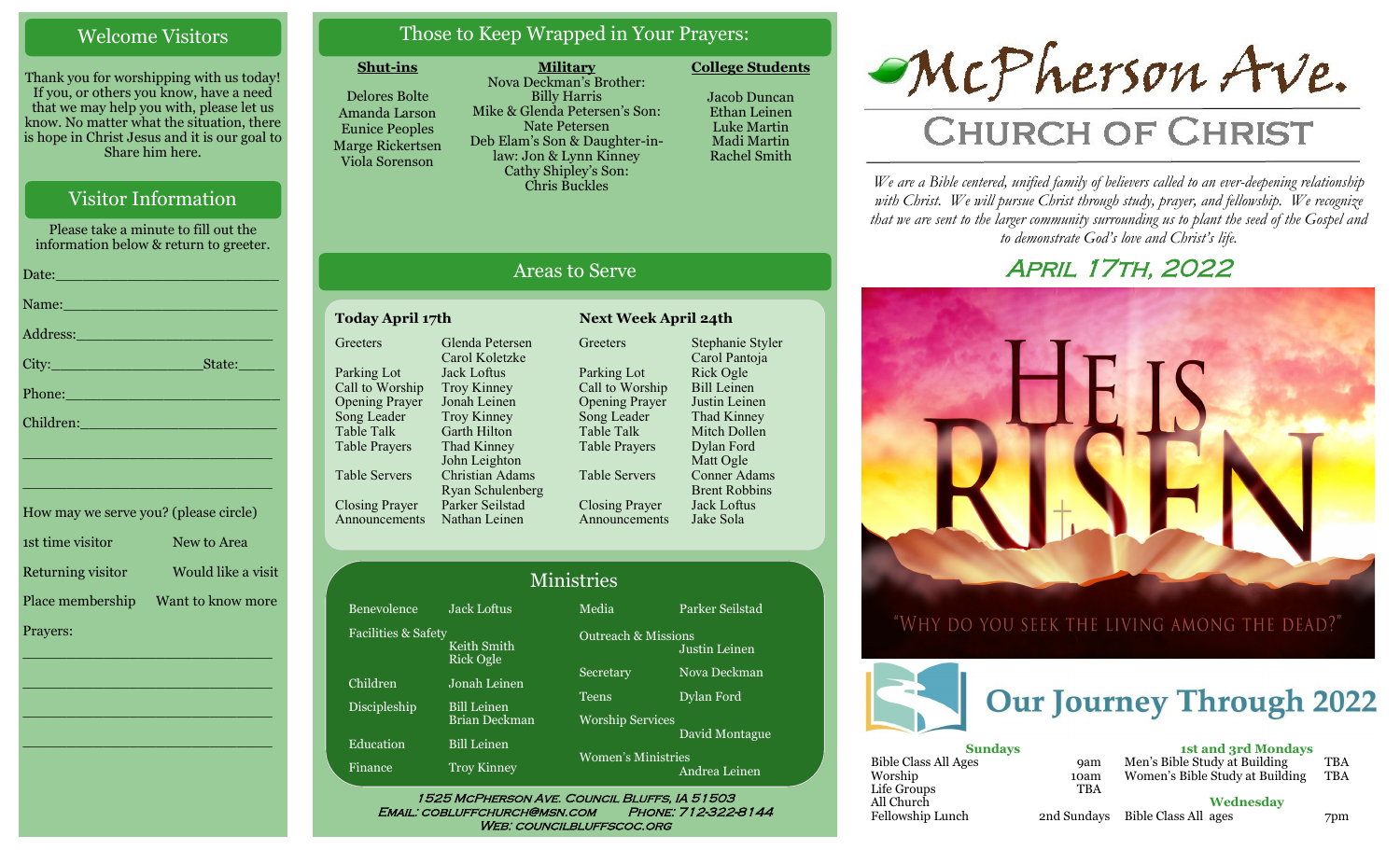## Welcome Visitors

Thank you for worshipping with us today! If you, or others you know, have a need that we may help you with, please let us know. No matter what the situation, there is hope in Christ Jesus and it is our goal to Share him here.

## Visitor Information

Please take a minute to fill out the information below & return to greeter.

Date:_______________________

Name:_______________________

Address:_____________________

City:________________State:_____

Phone:______________________

Children:____________________

_____________________________

_____________________________

How may we serve you? (please circle)

1st time visitor — New to Area

Returning visitor — Would like a visit

Place membership — Want to know more

Prayers:

_____________________________

_____________________________

_____________________________

_____________________________

## Those to Keep Wrapped in Your Prayers:

**Shut-ins**

Delores Bolte
Amanda Larson
Eunice Peoples
Marge Rickertsen
Viola Sorenson

**Military**

Nova Deckman's Brother: Billy Harris
Mike & Glenda Petersen's Son: Nate Petersen
Deb Elam's Son & Daughter-in-law: Jon & Lynn Kinney
Cathy Shipley's Son: Chris Buckles

**College Students**

Jacob Duncan
Ethan Leinen
Luke Martin
Madi Martin
Rachel Smith

## Areas to Serve

**Today April 17th**

| Role | Name |
|---|---|
| Greeters | Glenda Petersen, Carol Koletzke |
| Parking Lot | Jack Loftus |
| Call to Worship | Troy Kinney |
| Opening Prayer | Jonah Leinen |
| Song Leader | Troy Kinney |
| Table Talk | Garth Hilton |
| Table Prayers | Thad Kinney, John Leighton |
| Table Servers | Christian Adams, Ryan Schulenberg |
| Closing Prayer | Parker Seilstad |
| Announcements | Nathan Leinen |

**Next Week April 24th**

| Role | Name |
|---|---|
| Greeters | Stephanie Styler, Carol Pantoja |
| Parking Lot | Rick Ogle |
| Call to Worship | Bill Leinen |
| Opening Prayer | Justin Leinen |
| Song Leader | Thad Kinney |
| Table Talk | Mitch Dollen |
| Table Prayers | Dylan Ford, Matt Ogle |
| Table Servers | Conner Adams, Brent Robbins |
| Closing Prayer | Jack Loftus |
| Announcements | Jake Sola |

## Ministries

| Ministry | Name |
|---|---|
| Benevolence | Jack Loftus |
| Facilities & Safety | Keith Smith, Rick Ogle |
| Children | Jonah Leinen |
| Discipleship | Bill Leinen, Brian Deckman |
| Education | Bill Leinen |
| Finance | Troy Kinney |
| Media | Parker Seilstad |
| Outreach & Missions | Justin Leinen |
| Secretary | Nova Deckman |
| Teens | Dylan Ford |
| Worship Services | David Montague |
| Women's Ministries | Andrea Leinen |

1525 McPherson Ave. Council Bluffs, IA 51503
Email: cobluffchurch@msn.com Phone: 712-322-8144
Web: councilbluffscoc.org

# McPherson Ave. Church of Christ

*We are a Bible centered, unified family of believers called to an ever-deepening relationship with Christ. We will pursue Christ through study, prayer, and fellowship. We recognize that we are sent to the larger community surrounding us to plant the seed of the Gospel and to demonstrate God's love and Christ's life.*

## April 17th, 2022

HE IS RISEN

"Why do you seek the living among the dead?"

## Our Journey Through 2022

**Sundays**

| Event | Time |
|---|---|
| Bible Class All Ages | 9am |
| Worship | 10am |
| Life Groups | TBA |
| All Church Fellowship Lunch | 2nd Sundays |

**1st and 3rd Mondays**

| Event | Time |
|---|---|
| Men's Bible Study at Building | TBA |
| Women's Bible Study at Building | TBA |

**Wednesday**

| Event | Time |
|---|---|
| Bible Class All ages | 7pm |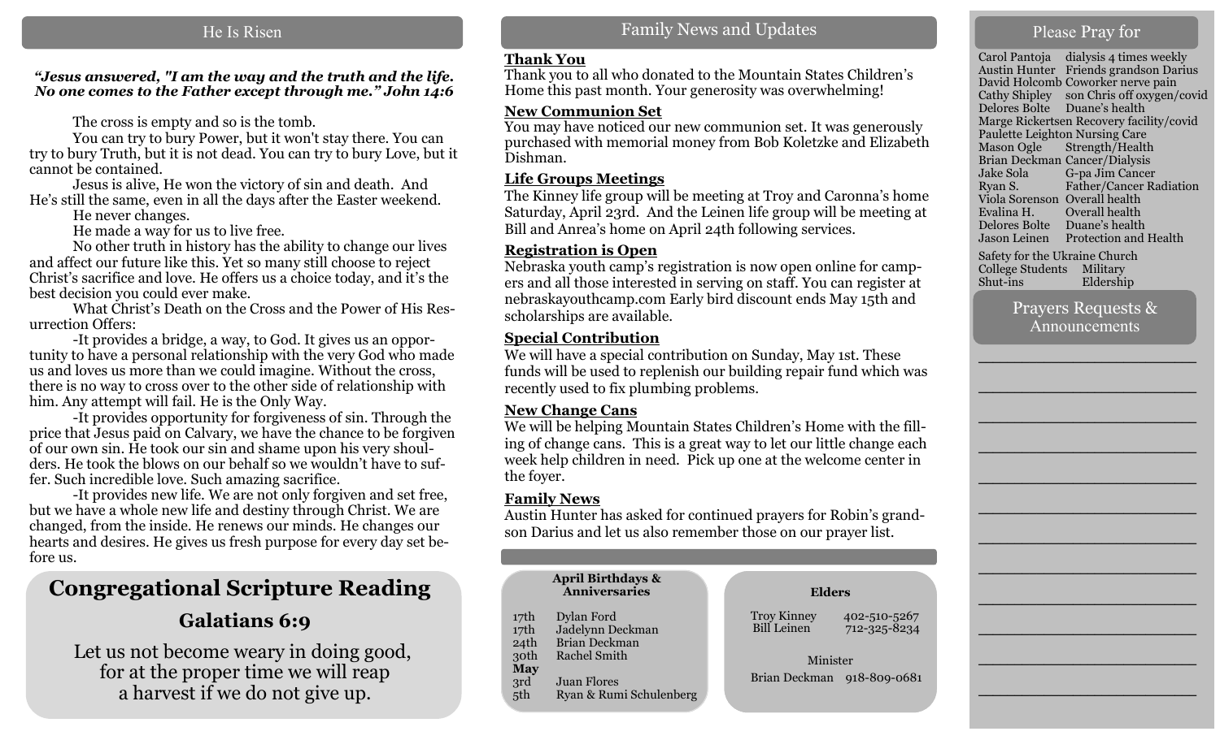## He Is Risen

***"Jesus answered, "I am the way and the truth and the life. No one comes to the Father except through me." John 14:6***

The cross is empty and so is the tomb.

You can try to bury Power, but it won't stay there. You can try to bury Truth, but it is not dead. You can try to bury Love, but it cannot be contained.

Jesus is alive, He won the victory of sin and death. And He's still the same, even in all the days after the Easter weekend.

He never changes.

He made a way for us to live free.

No other truth in history has the ability to change our lives and affect our future like this. Yet so many still choose to reject Christ's sacrifice and love. He offers us a choice today, and it's the best decision you could ever make.

What Christ's Death on the Cross and the Power of His Resurrection Offers:

-It provides a bridge, a way, to God. It gives us an opportunity to have a personal relationship with the very God who made us and loves us more than we could imagine. Without the cross, there is no way to cross over to the other side of relationship with him. Any attempt will fail. He is the Only Way.

-It provides opportunity for forgiveness of sin. Through the price that Jesus paid on Calvary, we have the chance to be forgiven of our own sin. He took our sin and shame upon his very shoulders. He took the blows on our behalf so we wouldn't have to suffer. Such incredible love. Such amazing sacrifice.

-It provides new life. We are not only forgiven and set free, but we have a whole new life and destiny through Christ. We are changed, from the inside. He renews our minds. He changes our hearts and desires. He gives us fresh purpose for every day set before us.

# Congregational Scripture Reading

## Galatians 6:9

Let us not become weary in doing good,
for at the proper time we will reap
a harvest if we do not give up.

## Family News and Updates

**Thank You**

Thank you to all who donated to the Mountain States Children's Home this past month. Your generosity was overwhelming!

**New Communion Set**

You may have noticed our new communion set. It was generously purchased with memorial money from Bob Koletzke and Elizabeth Dishman.

**Life Groups Meetings**

The Kinney life group will be meeting at Troy and Caronna's home Saturday, April 23rd. And the Leinen life group will be meeting at Bill and Anrea's home on April 24th following services.

**Registration is Open**

Nebraska youth camp's registration is now open online for campers and all those interested in serving on staff. You can register at nebraskayouthcamp.com Early bird discount ends May 15th and scholarships are available.

**Special Contribution**

We will have a special contribution on Sunday, May 1st. These funds will be used to replenish our building repair fund which was recently used to fix plumbing problems.

**New Change Cans**

We will be helping Mountain States Children's Home with the filling of change cans. This is a great way to let our little change each week help children in need. Pick up one at the welcome center in the foyer.

**Family News**

Austin Hunter has asked for continued prayers for Robin's grandson Darius and let us also remember those on our prayer list.

**April Birthdays & Anniversaries**

17th Dylan Ford
17th Jadelynn Deckman
24th Brian Deckman
30th Rachel Smith

**May**

3rd Juan Flores
5th Ryan & Rumi Schulenberg

**Elders**

Troy Kinney 402-510-5267
Bill Leinen 712-325-8234

Minister

Brian Deckman 918-809-0681

## Please Pray for

| | |
|---|---|
| Carol Pantoja | dialysis 4 times weekly |
| Austin Hunter | Friends grandson Darius |
| David Holcomb | Coworker nerve pain |
| Cathy Shipley | son Chris off oxygen/covid |
| Delores Bolte | Duane's health |
| Marge Rickertsen | Recovery facility/covid |
| Paulette Leighton | Nursing Care |
| Mason Ogle | Strength/Health |
| Brian Deckman | Cancer/Dialysis |
| Jake Sola | G-pa Jim Cancer |
| Ryan S. | Father/Cancer Radiation |
| Viola Sorenson | Overall health |
| Evalina H. | Overall health |
| Delores Bolte | Duane's health |
| Jason Leinen | Protection and Health |

Safety for the Ukraine Church
College Students Military
Shut-ins Eldership

## Prayers Requests & Announcements

\_\_\_\_\_\_\_\_\_\_\_\_\_\_\_\_\_\_\_\_\_\_\_\_

\_\_\_\_\_\_\_\_\_\_\_\_\_\_\_\_\_\_\_\_\_\_\_\_

\_\_\_\_\_\_\_\_\_\_\_\_\_\_\_\_\_\_\_\_\_\_\_\_

\_\_\_\_\_\_\_\_\_\_\_\_\_\_\_\_\_\_\_\_\_\_\_\_

\_\_\_\_\_\_\_\_\_\_\_\_\_\_\_\_\_\_\_\_\_\_\_\_

\_\_\_\_\_\_\_\_\_\_\_\_\_\_\_\_\_\_\_\_\_\_\_\_

\_\_\_\_\_\_\_\_\_\_\_\_\_\_\_\_\_\_\_\_\_\_\_\_

\_\_\_\_\_\_\_\_\_\_\_\_\_\_\_\_\_\_\_\_\_\_\_\_

\_\_\_\_\_\_\_\_\_\_\_\_\_\_\_\_\_\_\_\_\_\_\_\_

\_\_\_\_\_\_\_\_\_\_\_\_\_\_\_\_\_\_\_\_\_\_\_\_

\_\_\_\_\_\_\_\_\_\_\_\_\_\_\_\_\_\_\_\_\_\_\_\_

\_\_\_\_\_\_\_\_\_\_\_\_\_\_\_\_\_\_\_\_\_\_\_\_